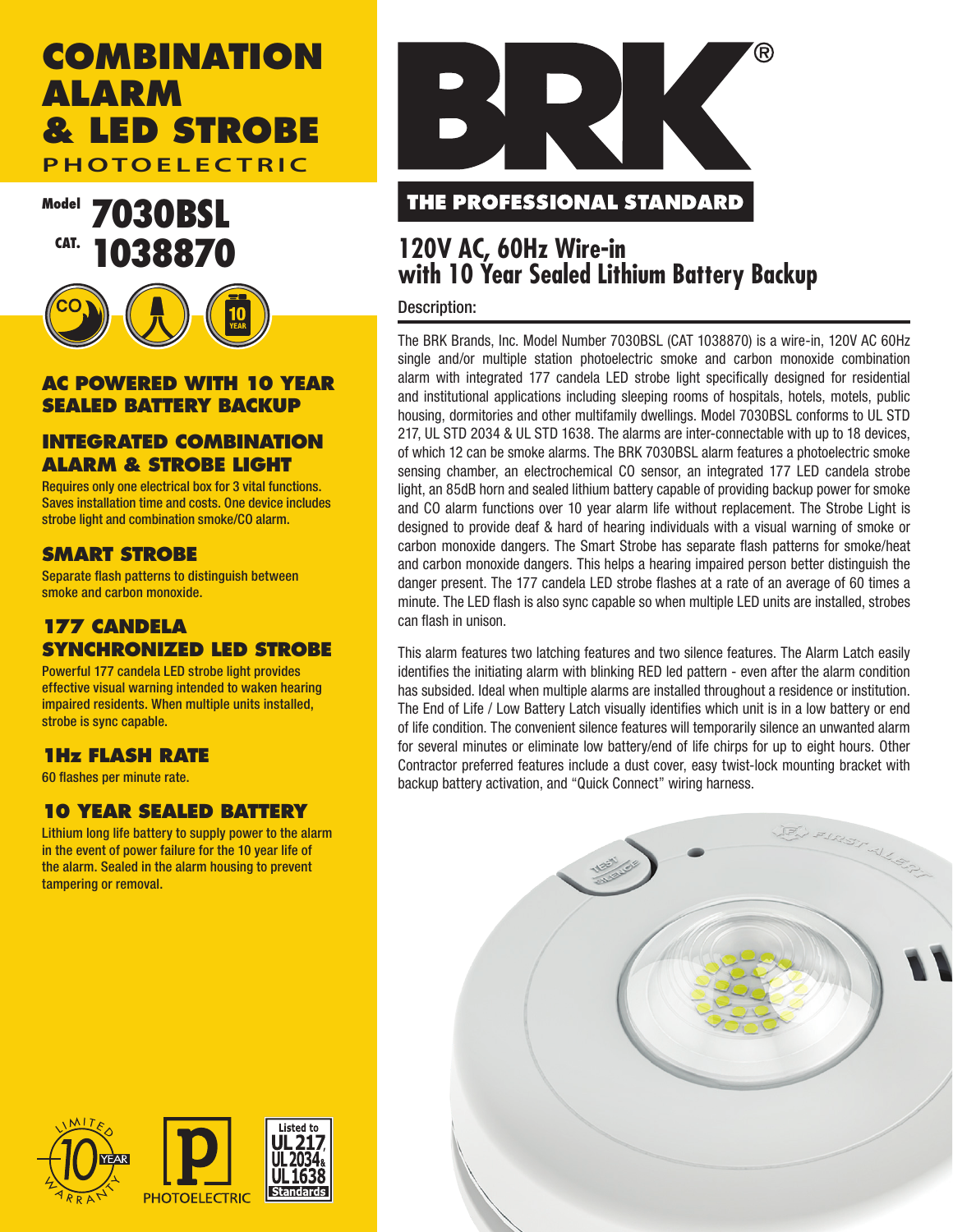# COMBINATION ALARM & LED STROBE

PHOTOELECTRIC

**Model 7030BSL**
**CAT. 1038870**

### AC POWERED WITH 10 YEAR SEALED BATTERY BACKUP

### INTEGRATED COMBINATION ALARM & STROBE LIGHT

Requires only one electrical box for 3 vital functions. Saves installation time and costs. One device includes strobe light and combination smoke/CO alarm.

### SMART STROBE

Separate flash patterns to distinguish between smoke and carbon monoxide.

### 177 CANDELA SYNCHRONIZED LED STROBE

Powerful 177 candela LED strobe light provides effective visual warning intended to waken hearing impaired residents. When multiple units installed, strobe is sync capable.

### 1Hz FLASH RATE

60 flashes per minute rate.

### 10 YEAR SEALED BATTERY

Lithium long life battery to supply power to the alarm in the event of power failure for the 10 year life of the alarm. Sealed in the alarm housing to prevent tampering or removal.

LIMITED 10 YEAR WARRANTY

PHOTOELECTRIC

Listed to UL 217, UL 2034 & UL 1638 Standards

BRK®

**THE PROFESSIONAL STANDARD**

## 120V AC, 60Hz Wire-in with 10 Year Sealed Lithium Battery Backup

**Description:**

The BRK Brands, Inc. Model Number 7030BSL (CAT 1038870) is a wire-in, 120V AC 60Hz single and/or multiple station photoelectric smoke and carbon monoxide combination alarm with integrated 177 candela LED strobe light specifically designed for residential and institutional applications including sleeping rooms of hospitals, hotels, motels, public housing, dormitories and other multifamily dwellings. Model 7030BSL conforms to UL STD 217, UL STD 2034 & UL STD 1638. The alarms are inter-connectable with up to 18 devices, of which 12 can be smoke alarms. The BRK 7030BSL alarm features a photoelectric smoke sensing chamber, an electrochemical CO sensor, an integrated 177 LED candela strobe light, an 85dB horn and sealed lithium battery capable of providing backup power for smoke and CO alarm functions over 10 year alarm life without replacement. The Strobe Light is designed to provide deaf & hard of hearing individuals with a visual warning of smoke or carbon monoxide dangers. The Smart Strobe has separate flash patterns for smoke/heat and carbon monoxide dangers. This helps a hearing impaired person better distinguish the danger present. The 177 candela LED strobe flashes at a rate of an average of 60 times a minute. The LED flash is also sync capable so when multiple LED units are installed, strobes can flash in unison.

This alarm features two latching features and two silence features. The Alarm Latch easily identifies the initiating alarm with blinking RED led pattern - even after the alarm condition has subsided. Ideal when multiple alarms are installed throughout a residence or institution. The End of Life / Low Battery Latch visually identifies which unit is in a low battery or end of life condition. The convenient silence features will temporarily silence an unwanted alarm for several minutes or eliminate low battery/end of life chirps for up to eight hours. Other Contractor preferred features include a dust cover, easy twist-lock mounting bracket with backup battery activation, and "Quick Connect" wiring harness.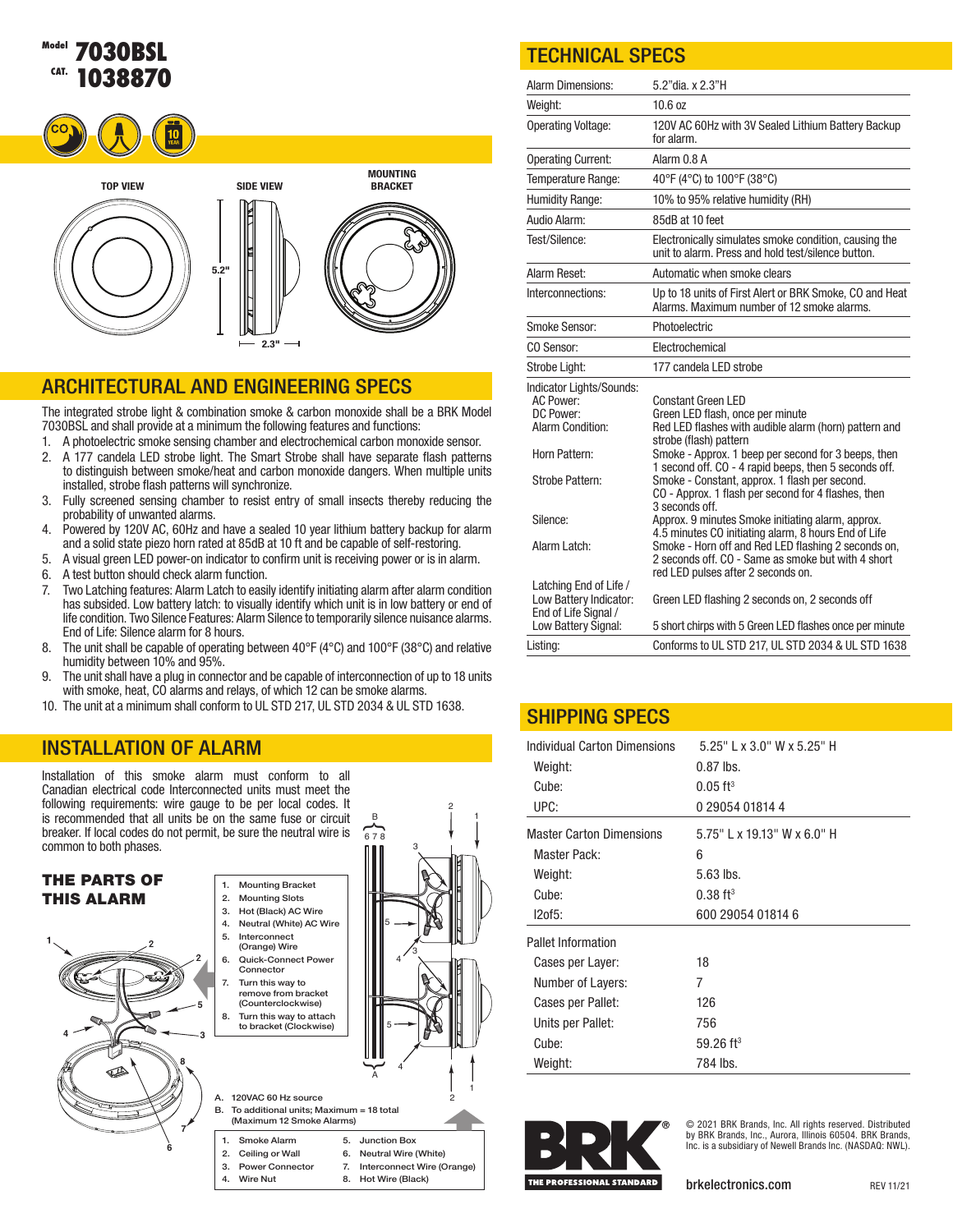Model **7030BSL**
CAT. **1038870**

TOP VIEW

SIDE VIEW

MOUNTING BRACKET

5.2"

2.3"

## ARCHITECTURAL AND ENGINEERING SPECS

The integrated strobe light & combination smoke & carbon monoxide shall be a BRK Model 7030BSL and shall provide at a minimum the following features and functions:

1. A photoelectric smoke sensing chamber and electrochemical carbon monoxide sensor.
2. A 177 candela LED strobe light. The Smart Strobe shall have separate flash patterns to distinguish between smoke/heat and carbon monoxide dangers. When multiple units installed, strobe flash patterns will synchronize.
3. Fully screened sensing chamber to resist entry of small insects thereby reducing the probability of unwanted alarms.
4. Powered by 120V AC, 60Hz and have a sealed 10 year lithium battery backup for alarm and a solid state piezo horn rated at 85dB at 10 ft and be capable of self-restoring.
5. A visual green LED power-on indicator to confirm unit is receiving power or is in alarm.
6. A test button should check alarm function.
7. Two Latching features: Alarm Latch to easily identify initiating alarm after alarm condition has subsided. Low battery latch: to visually identify which unit is in low battery or end of life condition. Two Silence Features: Alarm Silence to temporarily silence nuisance alarms. End of Life: Silence alarm for 8 hours.
8. The unit shall be capable of operating between 40°F (4°C) and 100°F (38°C) and relative humidity between 10% and 95%.
9. The unit shall have a plug in connector and be capable of interconnection of up to 18 units with smoke, heat, CO alarms and relays, of which 12 can be smoke alarms.
10. The unit at a minimum shall conform to UL STD 217, UL STD 2034 & UL STD 1638.

## INSTALLATION OF ALARM

Installation of this smoke alarm must conform to all Canadian electrical code Interconnected units must meet the following requirements: wire gauge to be per local codes. It is recommended that all units be on the same fuse or circuit breaker. If local codes do not permit, be sure the neutral wire is common to both phases.

### THE PARTS OF THIS ALARM

1. Mounting Bracket
2. Mounting Slots
3. Hot (Black) AC Wire
4. Neutral (White) AC Wire
5. Interconnect (Orange) Wire
6. Quick-Connect Power Connector
7. Turn this way to remove from bracket (Counterclockwise)
8. Turn this way to attach to bracket (Clockwise)

A. 120VAC 60 Hz source
B. To additional units; Maximum = 18 total (Maximum 12 Smoke Alarms)

| | |
|---|---|
| 1. Smoke Alarm | 5. Junction Box |
| 2. Ceiling or Wall | 6. Neutral Wire (White) |
| 3. Power Connector | 7. Interconnect Wire (Orange) |
| 4. Wire Nut | 8. Hot Wire (Black) |

## TECHNICAL SPECS

| | |
|---|---|
| Alarm Dimensions: | 5.2"dia. x 2.3"H |
| Weight: | 10.6 oz |
| Operating Voltage: | 120V AC 60Hz with 3V Sealed Lithium Battery Backup for alarm. |
| Operating Current: | Alarm 0.8 A |
| Temperature Range: | 40°F (4°C) to 100°F (38°C) |
| Humidity Range: | 10% to 95% relative humidity (RH) |
| Audio Alarm: | 85dB at 10 feet |
| Test/Silence: | Electronically simulates smoke condition, causing the unit to alarm. Press and hold test/silence button. |
| Alarm Reset: | Automatic when smoke clears |
| Interconnections: | Up to 18 units of First Alert or BRK Smoke, CO and Heat Alarms. Maximum number of 12 smoke alarms. |
| Smoke Sensor: | Photoelectric |
| CO Sensor: | Electrochemical |
| Strobe Light: | 177 candela LED strobe |
| Indicator Lights/Sounds: | |
| AC Power: | Constant Green LED |
| DC Power: | Green LED flash, once per minute |
| Alarm Condition: | Red LED flashes with audible alarm (horn) pattern and strobe (flash) pattern |
| Horn Pattern: | Smoke - Approx. 1 beep per second for 3 beeps, then 1 second off. CO - 4 rapid beeps, then 5 seconds off. |
| Strobe Pattern: | Smoke - Constant, approx. 1 flash per second. CO - Approx. 1 flash per second for 4 flashes, then 3 seconds off. |
| Silence: | Approx. 9 minutes Smoke initiating alarm, approx. 4.5 minutes CO initiating alarm, 8 hours End of Life |
| Alarm Latch: | Smoke - Horn off and Red LED flashing 2 seconds on, 2 seconds off. CO - Same as smoke but with 4 short red LED pulses after 2 seconds on. |
| Latching End of Life / Low Battery Indicator: | Green LED flashing 2 seconds on, 2 seconds off |
| End of Life Signal / Low Battery Signal: | 5 short chirps with 5 Green LED flashes once per minute |
| Listing: | Conforms to UL STD 217, UL STD 2034 & UL STD 1638 |

## SHIPPING SPECS

| | |
|---|---|
| Individual Carton Dimensions | 5.25" L x 3.0" W x 5.25" H |
| Weight: | 0.87 lbs. |
| Cube: | 0.05 ft$^3$ |
| UPC: | 0 29054 01814 4 |
| Master Carton Dimensions | 5.75" L x 19.13" W x 6.0" H |
| Master Pack: | 6 |
| Weight: | 5.63 lbs. |
| Cube: | 0.38 ft$^3$ |
| I2of5: | 600 29054 01814 6 |
| Pallet Information | |
| Cases per Layer: | 18 |
| Number of Layers: | 7 |
| Cases per Pallet: | 126 |
| Units per Pallet: | 756 |
| Cube: | 59.26 ft$^3$ |
| Weight: | 784 lbs. |

BRK® THE PROFESSIONAL STANDARD

© 2021 BRK Brands, Inc. All rights reserved. Distributed by BRK Brands, Inc., Aurora, Illinois 60504. BRK Brands, Inc. is a subsidiary of Newell Brands Inc. (NASDAQ: NWL).

brkelectronics.com

REV 11/21